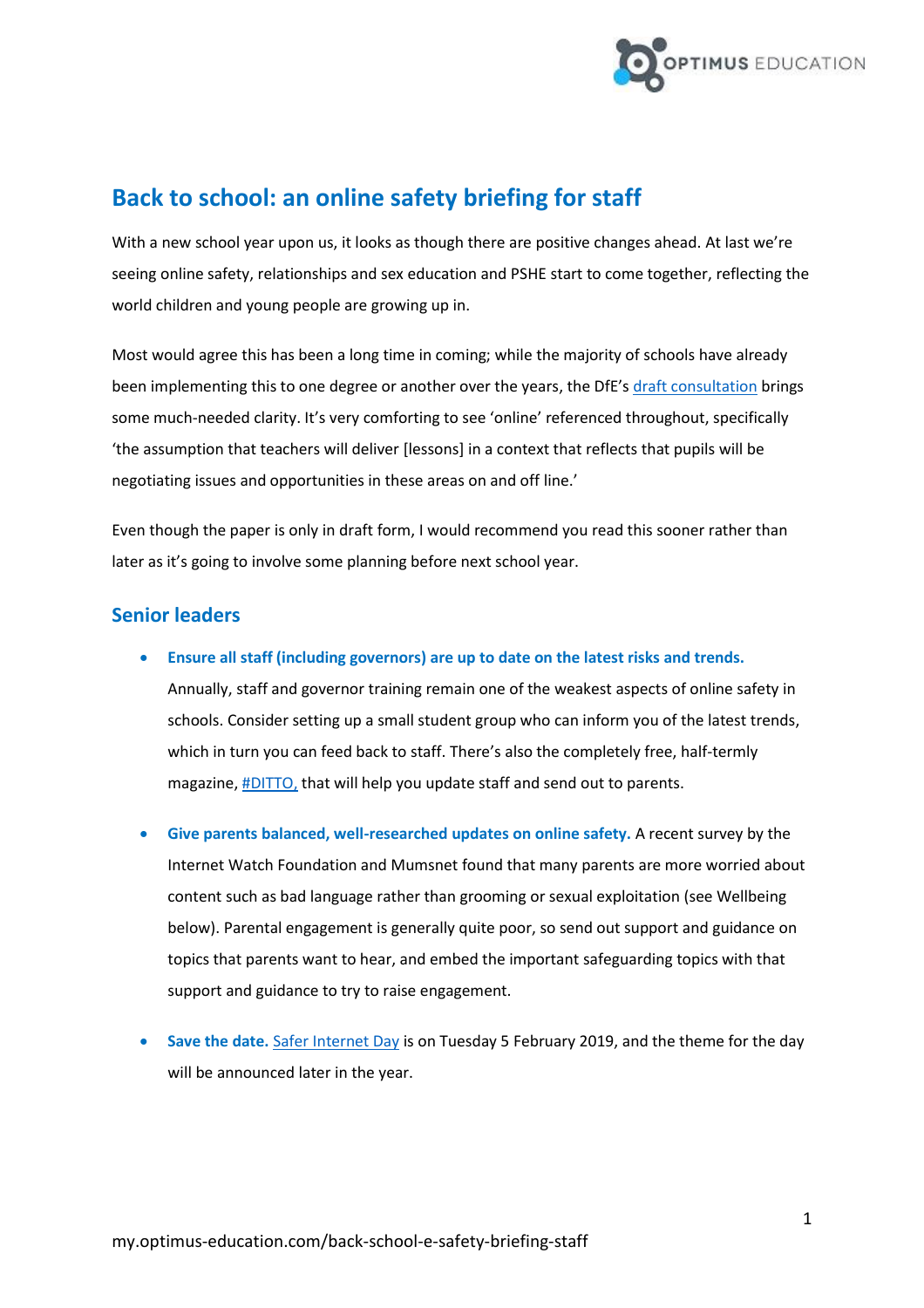# Back to school: an online safety briefing for staff

With a new school year upon us, it looks as though there are positive changes ahead. At last we're seeing online safety, relationships and sex education and PSHE start to come together, reflecting the world children and young people are growing up in.

Most would agree this has been a long time in coming; while the majority of schools have already been implementing this to one degree or another over the years, the DfE's draft consultation brings some much-needed clarity. It's very comforting to see 'online' referenced throughout, specifically 'the assumption that teachers will deliver [lessons] in a context that reflects that pupils will be negotiating issues and opportunities in these areas on and off line.'

Even though the paper is only in draft form, I would recommend you read this sooner rather than later as it's going to involve some planning before next school year.

## Senior leaders

- **Ensure all staff (including governors) are up to date on the latest risks and trends.** Annually, staff and governor training remain one of the weakest aspects of online safety in schools. Consider setting up a small student group who can inform you of the latest trends, which in turn you can feed back to staff. There's also the completely free, half-termly magazine, #DITTO, that will help you update staff and send out to parents.

- **Give parents balanced, well-researched updates on online safety.** A recent survey by the Internet Watch Foundation and Mumsnet found that many parents are more worried about content such as bad language rather than grooming or sexual exploitation (see Wellbeing below). Parental engagement is generally quite poor, so send out support and guidance on topics that parents want to hear, and embed the important safeguarding topics with that support and guidance to try to raise engagement.

- **Save the date.** Safer Internet Day is on Tuesday 5 February 2019, and the theme for the day will be announced later in the year.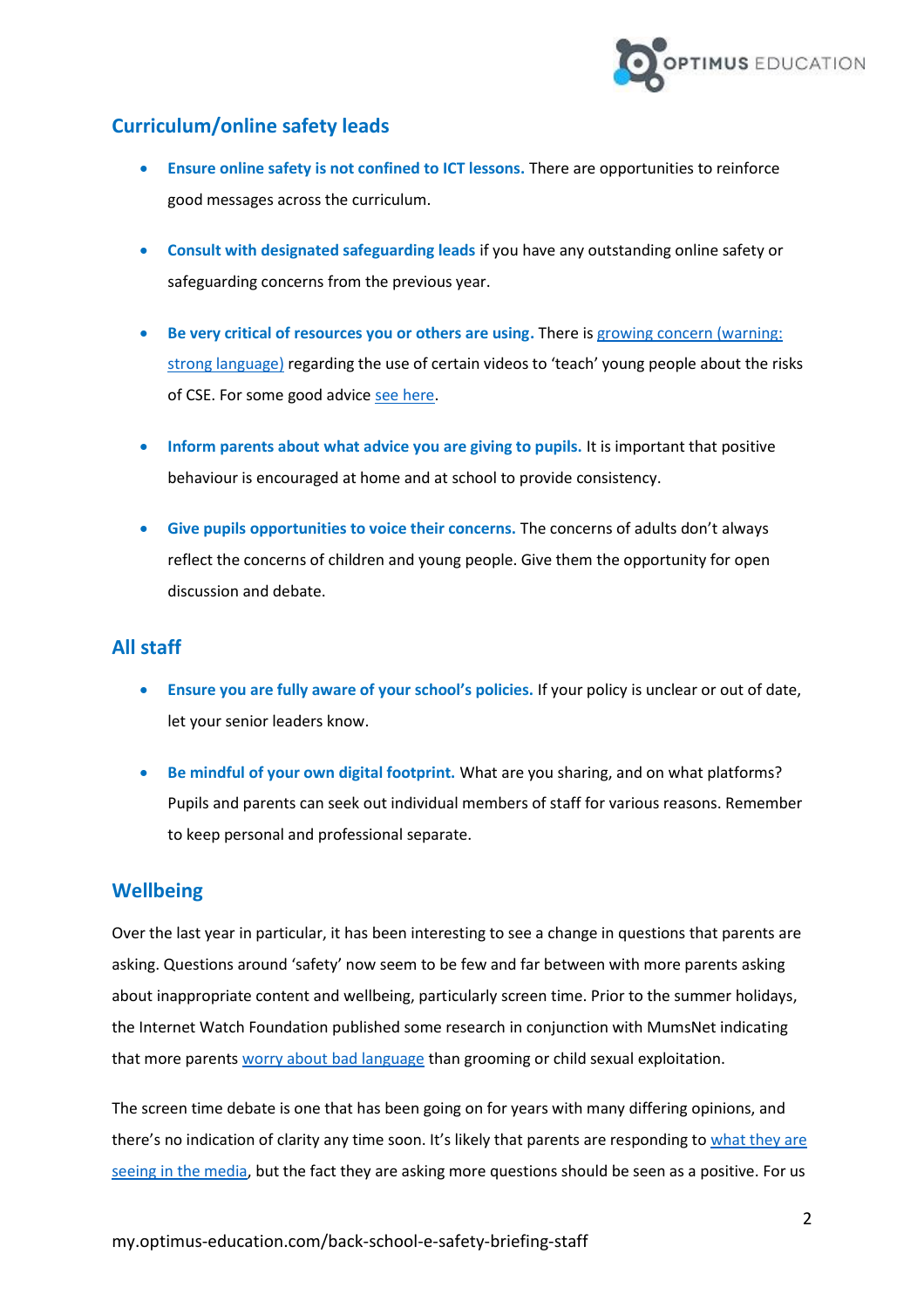## Curriculum/online safety leads

- **Ensure online safety is not confined to ICT lessons.** There are opportunities to reinforce good messages across the curriculum.
- **Consult with designated safeguarding leads** if you have any outstanding online safety or safeguarding concerns from the previous year.
- **Be very critical of resources you or others are using.** There is growing concern (warning: strong language) regarding the use of certain videos to 'teach' young people about the risks of CSE. For some good advice see here.
- **Inform parents about what advice you are giving to pupils.** It is important that positive behaviour is encouraged at home and at school to provide consistency.
- **Give pupils opportunities to voice their concerns.** The concerns of adults don't always reflect the concerns of children and young people. Give them the opportunity for open discussion and debate.

## All staff

- **Ensure you are fully aware of your school's policies.** If your policy is unclear or out of date, let your senior leaders know.
- **Be mindful of your own digital footprint.** What are you sharing, and on what platforms? Pupils and parents can seek out individual members of staff for various reasons. Remember to keep personal and professional separate.

## Wellbeing

Over the last year in particular, it has been interesting to see a change in questions that parents are asking. Questions around 'safety' now seem to be few and far between with more parents asking about inappropriate content and wellbeing, particularly screen time. Prior to the summer holidays, the Internet Watch Foundation published some research in conjunction with MumsNet indicating that more parents worry about bad language than grooming or child sexual exploitation.

The screen time debate is one that has been going on for years with many differing opinions, and there's no indication of clarity any time soon. It's likely that parents are responding to what they are seeing in the media, but the fact they are asking more questions should be seen as a positive. For us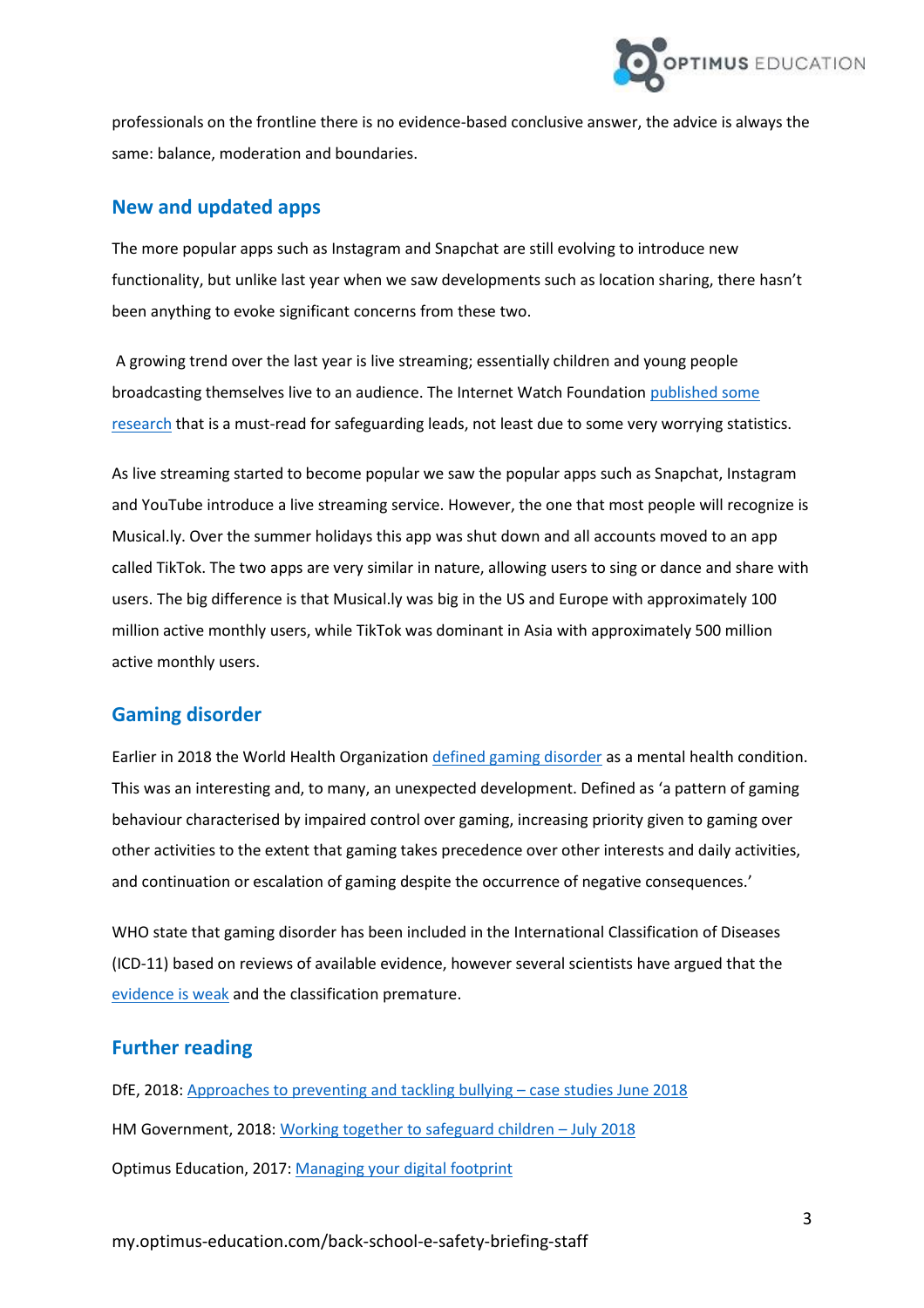professionals on the frontline there is no evidence-based conclusive answer, the advice is always the same: balance, moderation and boundaries.

## New and updated apps

The more popular apps such as Instagram and Snapchat are still evolving to introduce new functionality, but unlike last year when we saw developments such as location sharing, there hasn't been anything to evoke significant concerns from these two.

A growing trend over the last year is live streaming; essentially children and young people broadcasting themselves live to an audience. The Internet Watch Foundation published some research that is a must-read for safeguarding leads, not least due to some very worrying statistics.

As live streaming started to become popular we saw the popular apps such as Snapchat, Instagram and YouTube introduce a live streaming service. However, the one that most people will recognize is Musical.ly. Over the summer holidays this app was shut down and all accounts moved to an app called TikTok. The two apps are very similar in nature, allowing users to sing or dance and share with users. The big difference is that Musical.ly was big in the US and Europe with approximately 100 million active monthly users, while TikTok was dominant in Asia with approximately 500 million active monthly users.

## Gaming disorder

Earlier in 2018 the World Health Organization defined gaming disorder as a mental health condition. This was an interesting and, to many, an unexpected development. Defined as 'a pattern of gaming behaviour characterised by impaired control over gaming, increasing priority given to gaming over other activities to the extent that gaming takes precedence over other interests and daily activities, and continuation or escalation of gaming despite the occurrence of negative consequences.'

WHO state that gaming disorder has been included in the International Classification of Diseases (ICD-11) based on reviews of available evidence, however several scientists have argued that the evidence is weak and the classification premature.

## Further reading

DfE, 2018: Approaches to preventing and tackling bullying – case studies June 2018

HM Government, 2018: Working together to safeguard children – July 2018

Optimus Education, 2017: Managing your digital footprint